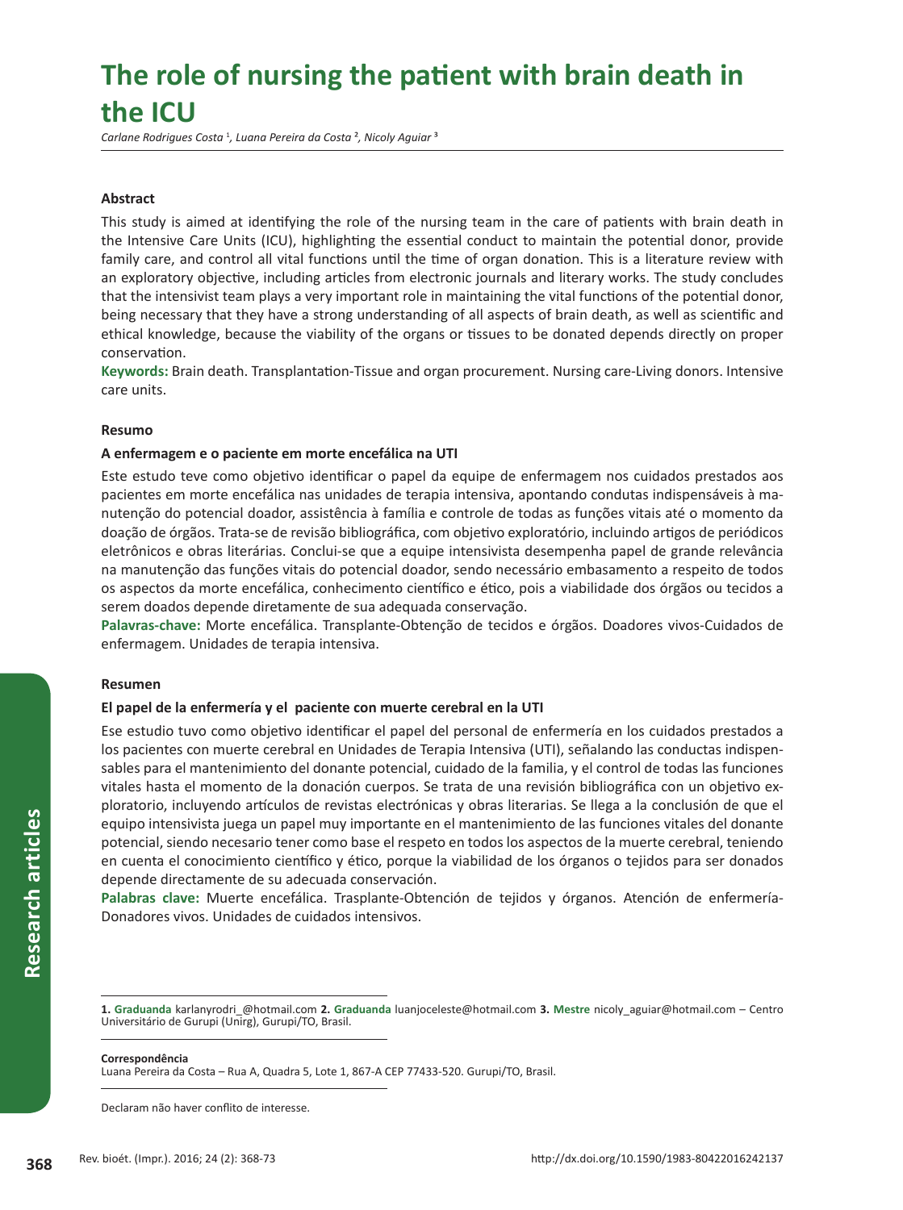# The role of nursing the patient with brain death in the ICU

*Carlane Rodrigues Costa* [1], *Luana Pereira da Costa* [2], *Nicoly Aguiar* [3]

### Abstract

This study is aimed at identifying the role of the nursing team in the care of patients with brain death in the Intensive Care Units (ICU), highlighting the essential conduct to maintain the potential donor, provide family care, and control all vital functions until the time of organ donation. This is a literature review with an exploratory objective, including articles from electronic journals and literary works. The study concludes that the intensivist team plays a very important role in maintaining the vital functions of the potential donor, being necessary that they have a strong understanding of all aspects of brain death, as well as scientific and ethical knowledge, because the viability of the organs or tissues to be donated depends directly on proper conservation.

**Keywords:** Brain death. Transplantation-Tissue and organ procurement. Nursing care-Living donors. Intensive care units.

### Resumo

**A enfermagem e o paciente em morte encefálica na UTI**

Este estudo teve como objetivo identificar o papel da equipe de enfermagem nos cuidados prestados aos pacientes em morte encefálica nas unidades de terapia intensiva, apontando condutas indispensáveis à manutenção do potencial doador, assistência à família e controle de todas as funções vitais até o momento da doação de órgãos. Trata-se de revisão bibliográfica, com objetivo exploratório, incluindo artigos de periódicos eletrônicos e obras literárias. Conclui-se que a equipe intensivista desempenha papel de grande relevância na manutenção das funções vitais do potencial doador, sendo necessário embasamento a respeito de todos os aspectos da morte encefálica, conhecimento científico e ético, pois a viabilidade dos órgãos ou tecidos a serem doados depende diretamente de sua adequada conservação.

**Palavras-chave:** Morte encefálica. Transplante-Obtenção de tecidos e órgãos. Doadores vivos-Cuidados de enfermagem. Unidades de terapia intensiva.

### Resumen

**El papel de la enfermería y el paciente con muerte cerebral en la UTI**

Ese estudio tuvo como objetivo identificar el papel del personal de enfermería en los cuidados prestados a los pacientes con muerte cerebral en Unidades de Terapia Intensiva (UTI), señalando las conductas indispensables para el mantenimiento del donante potencial, cuidado de la familia, y el control de todas las funciones vitales hasta el momento de la donación cuerpos. Se trata de una revisión bibliográfica con un objetivo exploratorio, incluyendo artículos de revistas electrónicas y obras literarias. Se llega a la conclusión de que el equipo intensivista juega un papel muy importante en el mantenimiento de las funciones vitales del donante potencial, siendo necesario tener como base el respeto en todos los aspectos de la muerte cerebral, teniendo en cuenta el conocimiento científico y ético, porque la viabilidad de los órganos o tejidos para ser donados depende directamente de su adecuada conservación.

**Palabras clave:** Muerte encefálica. Trasplante-Obtención de tejidos y órganos. Atención de enfermería-Donadores vivos. Unidades de cuidados intensivos.

---

**1. Graduanda** karlanyrodri_@hotmail.com **2. Graduanda** luanjoceleste@hotmail.com **3. Mestre** nicoly_aguiar@hotmail.com – Centro Universitário de Gurupi (Unirg), Gurupi/TO, Brasil.

**Correspondência**
Luana Pereira da Costa – Rua A, Quadra 5, Lote 1, 867-A CEP 77433-520. Gurupi/TO, Brasil.

Declaram não haver conflito de interesse.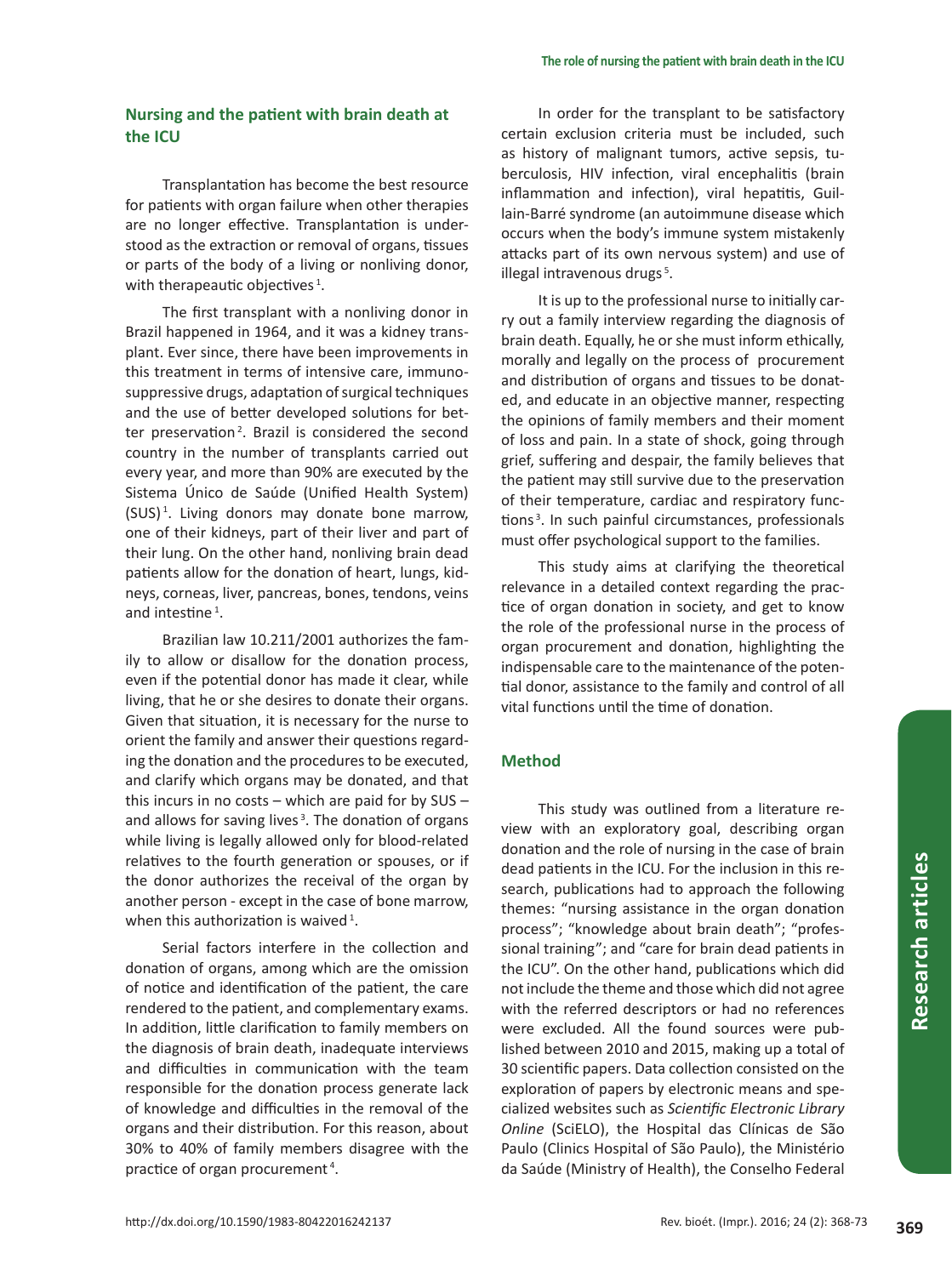## Nursing and the patient with brain death at the ICU

Transplantation has become the best resource for patients with organ failure when other therapies are no longer effective. Transplantation is understood as the extraction or removal of organs, tissues or parts of the body of a living or nonliving donor, with therapeautic objectives [1].

The first transplant with a nonliving donor in Brazil happened in 1964, and it was a kidney transplant. Ever since, there have been improvements in this treatment in terms of intensive care, immunosuppressive drugs, adaptation of surgical techniques and the use of better developed solutions for better preservation [2]. Brazil is considered the second country in the number of transplants carried out every year, and more than 90% are executed by the Sistema Único de Saúde (Unified Health System) (SUS) [1]. Living donors may donate bone marrow, one of their kidneys, part of their liver and part of their lung. On the other hand, nonliving brain dead patients allow for the donation of heart, lungs, kidneys, corneas, liver, pancreas, bones, tendons, veins and intestine [1].

Brazilian law 10.211/2001 authorizes the family to allow or disallow for the donation process, even if the potential donor has made it clear, while living, that he or she desires to donate their organs. Given that situation, it is necessary for the nurse to orient the family and answer their questions regarding the donation and the procedures to be executed, and clarify which organs may be donated, and that this incurs in no costs – which are paid for by SUS – and allows for saving lives [3]. The donation of organs while living is legally allowed only for blood-related relatives to the fourth generation or spouses, or if the donor authorizes the receival of the organ by another person - except in the case of bone marrow, when this authorization is waived [1].

Serial factors interfere in the collection and donation of organs, among which are the omission of notice and identification of the patient, the care rendered to the patient, and complementary exams. In addition, little clarification to family members on the diagnosis of brain death, inadequate interviews and difficulties in communication with the team responsible for the donation process generate lack of knowledge and difficulties in the removal of the organs and their distribution. For this reason, about 30% to 40% of family members disagree with the practice of organ procurement [4].

In order for the transplant to be satisfactory certain exclusion criteria must be included, such as history of malignant tumors, active sepsis, tuberculosis, HIV infection, viral encephalitis (brain inflammation and infection), viral hepatitis, Guillain-Barré syndrome (an autoimmune disease which occurs when the body's immune system mistakenly attacks part of its own nervous system) and use of illegal intravenous drugs [5].

It is up to the professional nurse to initially carry out a family interview regarding the diagnosis of brain death. Equally, he or she must inform ethically, morally and legally on the process of procurement and distribution of organs and tissues to be donated, and educate in an objective manner, respecting the opinions of family members and their moment of loss and pain. In a state of shock, going through grief, suffering and despair, the family believes that the patient may still survive due to the preservation of their temperature, cardiac and respiratory functions [3]. In such painful circumstances, professionals must offer psychological support to the families.

This study aims at clarifying the theoretical relevance in a detailed context regarding the practice of organ donation in society, and get to know the role of the professional nurse in the process of organ procurement and donation, highlighting the indispensable care to the maintenance of the potential donor, assistance to the family and control of all vital functions until the time of donation.

## Method

This study was outlined from a literature review with an exploratory goal, describing organ donation and the role of nursing in the case of brain dead patients in the ICU. For the inclusion in this research, publications had to approach the following themes: "nursing assistance in the organ donation process"; "knowledge about brain death"; "professional training"; and "care for brain dead patients in the ICU". On the other hand, publications which did not include the theme and those which did not agree with the referred descriptors or had no references were excluded. All the found sources were published between 2010 and 2015, making up a total of 30 scientific papers. Data collection consisted on the exploration of papers by electronic means and specialized websites such as *Scientific Electronic Library Online* (SciELO), the Hospital das Clínicas de São Paulo (Clinics Hospital of São Paulo), the Ministério da Saúde (Ministry of Health), the Conselho Federal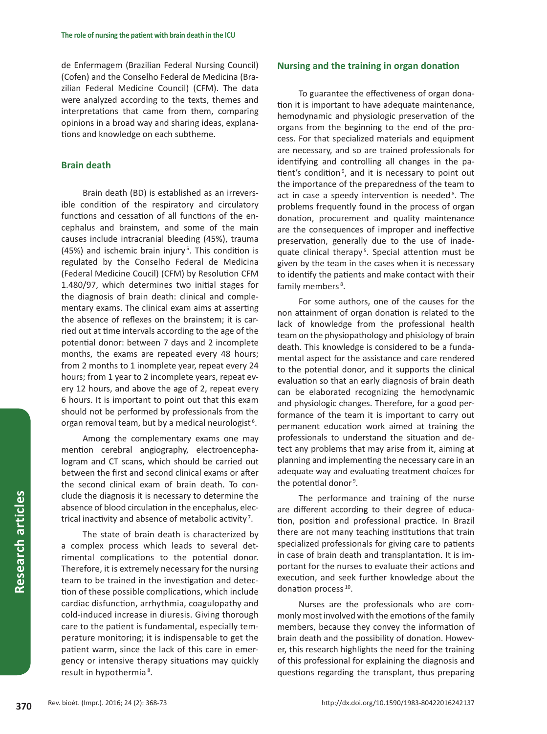de Enfermagem (Brazilian Federal Nursing Council) (Cofen) and the Conselho Federal de Medicina (Brazilian Federal Medicine Council) (CFM). The data were analyzed according to the texts, themes and interpretations that came from them, comparing opinions in a broad way and sharing ideas, explanations and knowledge on each subtheme.

## Brain death

Brain death (BD) is established as an irreversible condition of the respiratory and circulatory functions and cessation of all functions of the encephalus and brainstem, and some of the main causes include intracranial bleeding (45%), trauma (45%) and ischemic brain injury [5]. This condition is regulated by the Conselho Federal de Medicina (Federal Medicine Coucil) (CFM) by Resolution CFM 1.480/97, which determines two initial stages for the diagnosis of brain death: clinical and complementary exams. The clinical exam aims at asserting the absence of reflexes on the brainstem; it is carried out at time intervals according to the age of the potential donor: between 7 days and 2 incomplete months, the exams are repeated every 48 hours; from 2 months to 1 inomplete year, repeat every 24 hours; from 1 year to 2 incomplete years, repeat every 12 hours, and above the age of 2, repeat every 6 hours. It is important to point out that this exam should not be performed by professionals from the organ removal team, but by a medical neurologist [6].

Among the complementary exams one may mention cerebral angiography, electroencephalogram and CT scans, which should be carried out between the first and second clinical exams or after the second clinical exam of brain death. To conclude the diagnosis it is necessary to determine the absence of blood circulation in the encephalus, electrical inactivity and absence of metabolic activity [7].

The state of brain death is characterized by a complex process which leads to several detrimental complications to the potential donor. Therefore, it is extremely necessary for the nursing team to be trained in the investigation and detection of these possible complications, which include cardiac disfunction, arrhythmia, coagulopathy and cold-induced increase in diuresis. Giving thorough care to the patient is fundamental, especially temperature monitoring; it is indispensable to get the patient warm, since the lack of this care in emergency or intensive therapy situations may quickly result in hypothermia [8].

## Nursing and the training in organ donation

To guarantee the effectiveness of organ donation it is important to have adequate maintenance, hemodynamic and physiologic preservation of the organs from the beginning to the end of the process. For that specialized materials and equipment are necessary, and so are trained professionals for identifying and controlling all changes in the patient's condition [9], and it is necessary to point out the importance of the preparedness of the team to act in case a speedy intervention is needed [8]. The problems frequently found in the process of organ donation, procurement and quality maintenance are the consequences of improper and ineffective preservation, generally due to the use of inadequate clinical therapy [5]. Special attention must be given by the team in the cases when it is necessary to identify the patients and make contact with their family members [8].

For some authors, one of the causes for the non attainment of organ donation is related to the lack of knowledge from the professional health team on the physiopathology and phisiology of brain death. This knowledge is considered to be a fundamental aspect for the assistance and care rendered to the potential donor, and it supports the clinical evaluation so that an early diagnosis of brain death can be elaborated recognizing the hemodynamic and physiologic changes. Therefore, for a good performance of the team it is important to carry out permanent education work aimed at training the professionals to understand the situation and detect any problems that may arise from it, aiming at planning and implementing the necessary care in an adequate way and evaluating treatment choices for the potential donor [9].

The performance and training of the nurse are different according to their degree of education, position and professional practice. In Brazil there are not many teaching institutions that train specialized professionals for giving care to patients in case of brain death and transplantation. It is important for the nurses to evaluate their actions and execution, and seek further knowledge about the donation process [10].

Nurses are the professionals who are commonly most involved with the emotions of the family members, because they convey the information of brain death and the possibility of donation. However, this research highlights the need for the training of this professional for explaining the diagnosis and questions regarding the transplant, thus preparing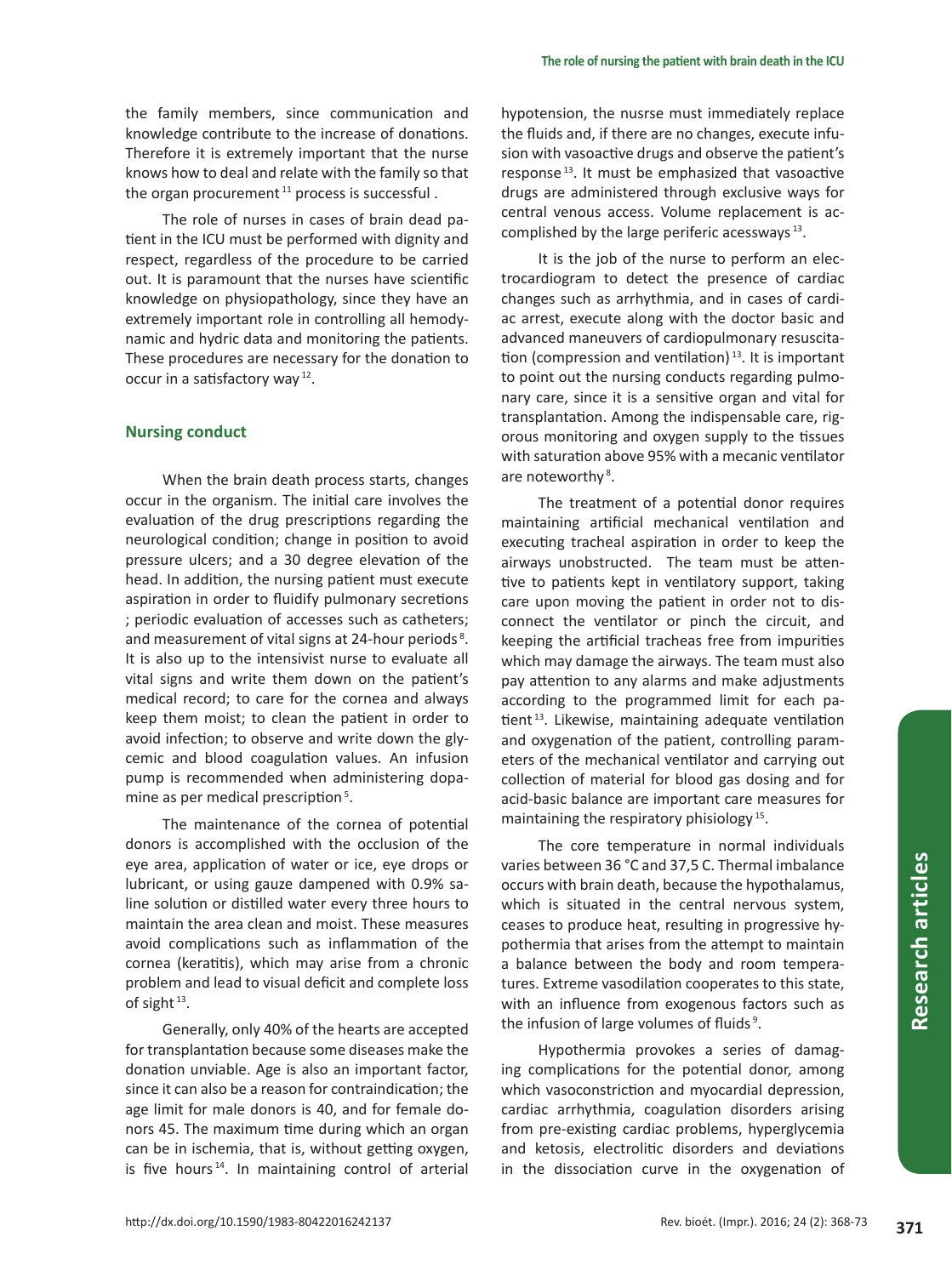the family members, since communication and knowledge contribute to the increase of donations. Therefore it is extremely important that the nurse knows how to deal and relate with the family so that the organ procurement [11] process is successful .

The role of nurses in cases of brain dead patient in the ICU must be performed with dignity and respect, regardless of the procedure to be carried out. It is paramount that the nurses have scientific knowledge on physiopathology, since they have an extremely important role in controlling all hemodynamic and hydric data and monitoring the patients. These procedures are necessary for the donation to occur in a satisfactory way [12].

## Nursing conduct

When the brain death process starts, changes occur in the organism. The initial care involves the evaluation of the drug prescriptions regarding the neurological condition; change in position to avoid pressure ulcers; and a 30 degree elevation of the head. In addition, the nursing patient must execute aspiration in order to fluidify pulmonary secretions ; periodic evaluation of accesses such as catheters; and measurement of vital signs at 24-hour periods [8]. It is also up to the intensivist nurse to evaluate all vital signs and write them down on the patient's medical record; to care for the cornea and always keep them moist; to clean the patient in order to avoid infection; to observe and write down the glycemic and blood coagulation values. An infusion pump is recommended when administering dopamine as per medical prescription [5].

The maintenance of the cornea of potential donors is accomplished with the occlusion of the eye area, application of water or ice, eye drops or lubricant, or using gauze dampened with 0.9% saline solution or distilled water every three hours to maintain the area clean and moist. These measures avoid complications such as inflammation of the cornea (keratitis), which may arise from a chronic problem and lead to visual deficit and complete loss of sight [13].

Generally, only 40% of the hearts are accepted for transplantation because some diseases make the donation unviable. Age is also an important factor, since it can also be a reason for contraindication; the age limit for male donors is 40, and for female donors 45. The maximum time during which an organ can be in ischemia, that is, without getting oxygen, is five hours [14]. In maintaining control of arterial hypotension, the nusrse must immediately replace the fluids and, if there are no changes, execute infusion with vasoactive drugs and observe the patient's response [13]. It must be emphasized that vasoactive drugs are administered through exclusive ways for central venous access. Volume replacement is accomplished by the large periferic acessways [13].

It is the job of the nurse to perform an electrocardiogram to detect the presence of cardiac changes such as arrhythmia, and in cases of cardiac arrest, execute along with the doctor basic and advanced maneuvers of cardiopulmonary resuscitation (compression and ventilation) [13]. It is important to point out the nursing conducts regarding pulmonary care, since it is a sensitive organ and vital for transplantation. Among the indispensable care, rigorous monitoring and oxygen supply to the tissues with saturation above 95% with a mecanic ventilator are noteworthy [8].

The treatment of a potential donor requires maintaining artificial mechanical ventilation and executing tracheal aspiration in order to keep the airways unobstructed. The team must be attentive to patients kept in ventilatory support, taking care upon moving the patient in order not to disconnect the ventilator or pinch the circuit, and keeping the artificial tracheas free from impurities which may damage the airways. The team must also pay attention to any alarms and make adjustments according to the programmed limit for each patient [13]. Likewise, maintaining adequate ventilation and oxygenation of the patient, controlling parameters of the mechanical ventilator and carrying out collection of material for blood gas dosing and for acid-basic balance are important care measures for maintaining the respiratory phisiology [15].

The core temperature in normal individuals varies between 36 °C and 37,5 C. Thermal imbalance occurs with brain death, because the hypothalamus, which is situated in the central nervous system, ceases to produce heat, resulting in progressive hypothermia that arises from the attempt to maintain a balance between the body and room temperatures. Extreme vasodilation cooperates to this state, with an influence from exogenous factors such as the infusion of large volumes of fluids [9].

Hypothermia provokes a series of damaging complications for the potential donor, among which vasoconstriction and myocardial depression, cardiac arrhythmia, coagulation disorders arising from pre-existing cardiac problems, hyperglycemia and ketosis, electrolitic disorders and deviations in the dissociation curve in the oxygenation of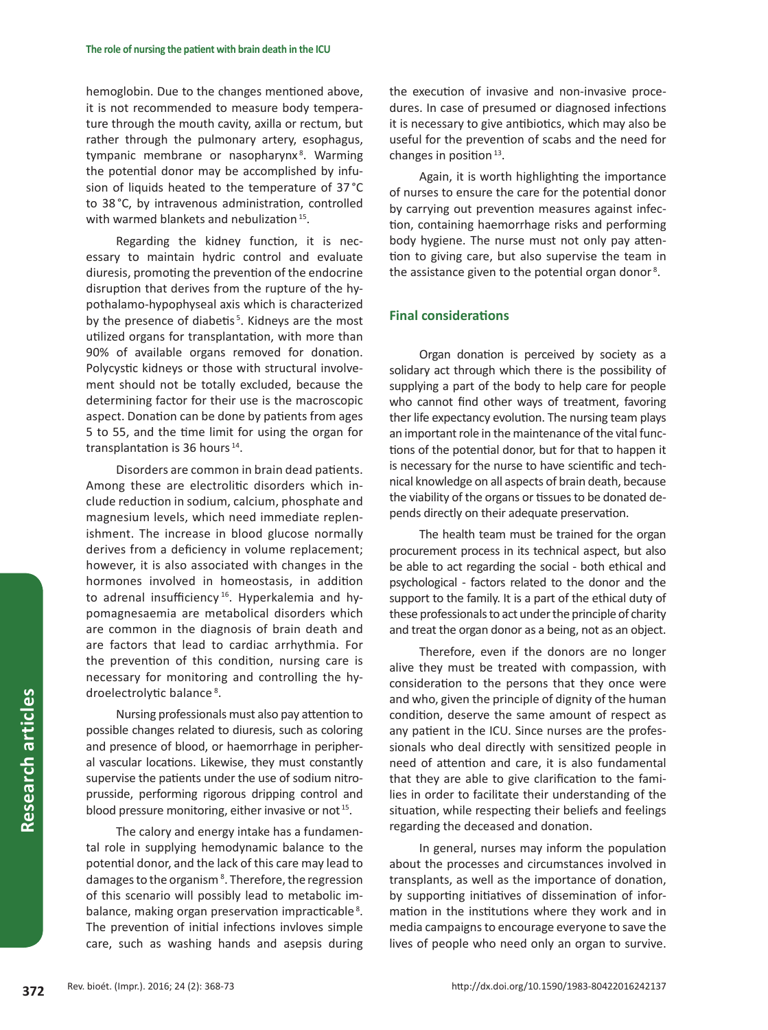hemoglobin. Due to the changes mentioned above, it is not recommended to measure body temperature through the mouth cavity, axilla or rectum, but rather through the pulmonary artery, esophagus, tympanic membrane or nasopharynx [8]. Warming the potential donor may be accomplished by infusion of liquids heated to the temperature of 37 °C to 38 °C, by intravenous administration, controlled with warmed blankets and nebulization [15].

Regarding the kidney function, it is necessary to maintain hydric control and evaluate diuresis, promoting the prevention of the endocrine disruption that derives from the rupture of the hypothalamo-hypophyseal axis which is characterized by the presence of diabetis [5]. Kidneys are the most utilized organs for transplantation, with more than 90% of available organs removed for donation. Polycystic kidneys or those with structural involvement should not be totally excluded, because the determining factor for their use is the macroscopic aspect. Donation can be done by patients from ages 5 to 55, and the time limit for using the organ for transplantation is 36 hours [14].

Disorders are common in brain dead patients. Among these are electrolitic disorders which include reduction in sodium, calcium, phosphate and magnesium levels, which need immediate replenishment. The increase in blood glucose normally derives from a deficiency in volume replacement; however, it is also associated with changes in the hormones involved in homeostasis, in addition to adrenal insufficiency [16]. Hyperkalemia and hypomagnesaemia are metabolical disorders which are common in the diagnosis of brain death and are factors that lead to cardiac arrhythmia. For the prevention of this condition, nursing care is necessary for monitoring and controlling the hydroelectrolytic balance [8].

Nursing professionals must also pay attention to possible changes related to diuresis, such as coloring and presence of blood, or haemorrhage in peripheral vascular locations. Likewise, they must constantly supervise the patients under the use of sodium nitroprusside, performing rigorous dripping control and blood pressure monitoring, either invasive or not [15].

The calory and energy intake has a fundamental role in supplying hemodynamic balance to the potential donor, and the lack of this care may lead to damages to the organism [8]. Therefore, the regression of this scenario will possibly lead to metabolic imbalance, making organ preservation impracticable [8]. The prevention of initial infections invloves simple care, such as washing hands and asepsis during the execution of invasive and non-invasive procedures. In case of presumed or diagnosed infections it is necessary to give antibiotics, which may also be useful for the prevention of scabs and the need for changes in position [13].

Again, it is worth highlighting the importance of nurses to ensure the care for the potential donor by carrying out prevention measures against infection, containing haemorrhage risks and performing body hygiene. The nurse must not only pay attention to giving care, but also supervise the team in the assistance given to the potential organ donor [8].

## Final considerations

Organ donation is perceived by society as a solidary act through which there is the possibility of supplying a part of the body to help care for people who cannot find other ways of treatment, favoring ther life expectancy evolution. The nursing team plays an important role in the maintenance of the vital functions of the potential donor, but for that to happen it is necessary for the nurse to have scientific and technical knowledge on all aspects of brain death, because the viability of the organs or tissues to be donated depends directly on their adequate preservation.

The health team must be trained for the organ procurement process in its technical aspect, but also be able to act regarding the social - both ethical and psychological - factors related to the donor and the support to the family. It is a part of the ethical duty of these professionals to act under the principle of charity and treat the organ donor as a being, not as an object.

Therefore, even if the donors are no longer alive they must be treated with compassion, with consideration to the persons that they once were and who, given the principle of dignity of the human condition, deserve the same amount of respect as any patient in the ICU. Since nurses are the professionals who deal directly with sensitized people in need of attention and care, it is also fundamental that they are able to give clarification to the families in order to facilitate their understanding of the situation, while respecting their beliefs and feelings regarding the deceased and donation.

In general, nurses may inform the population about the processes and circumstances involved in transplants, as well as the importance of donation, by supporting initiatives of dissemination of information in the institutions where they work and in media campaigns to encourage everyone to save the lives of people who need only an organ to survive.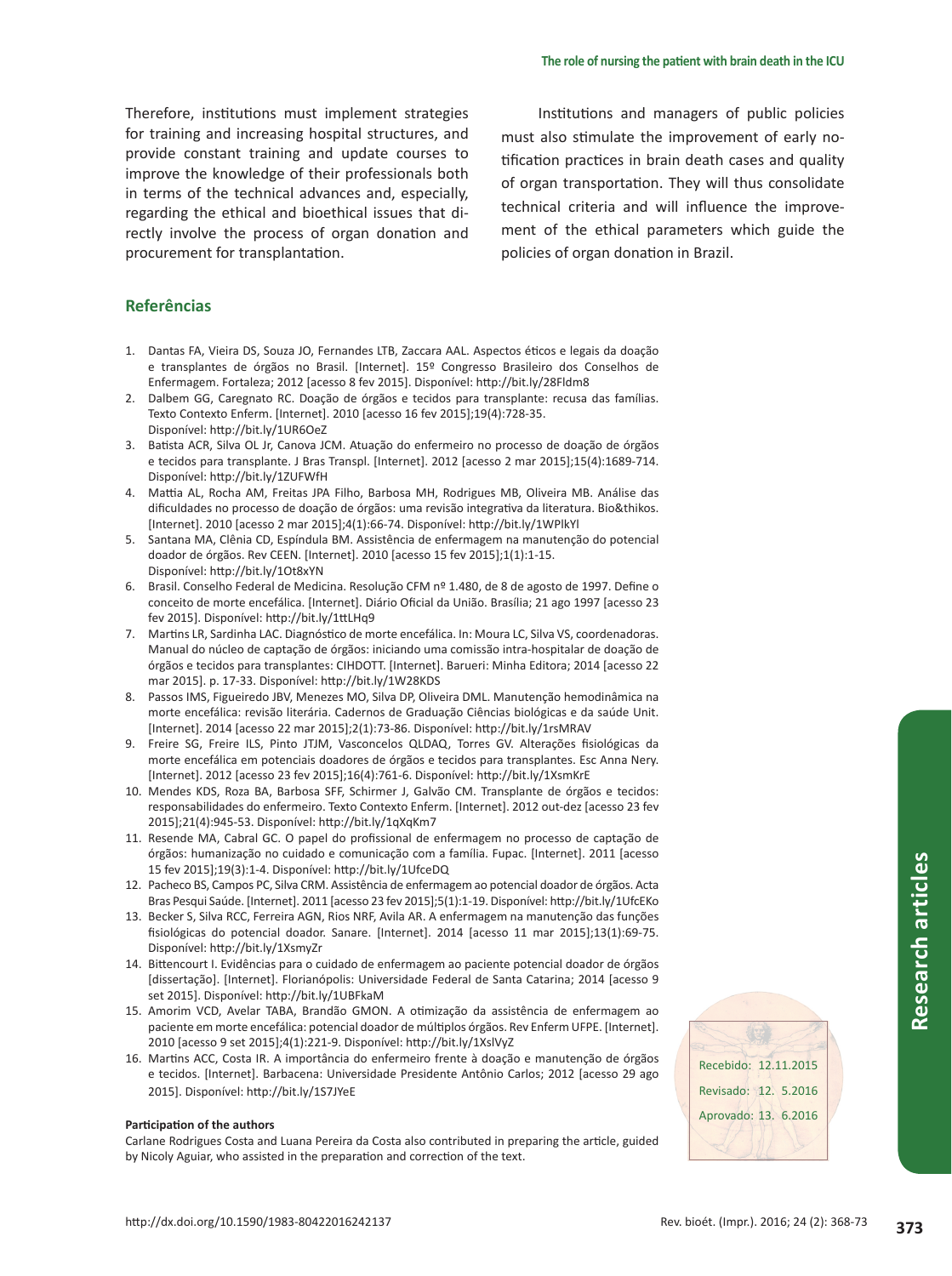Therefore, institutions must implement strategies for training and increasing hospital structures, and provide constant training and update courses to improve the knowledge of their professionals both in terms of the technical advances and, especially, regarding the ethical and bioethical issues that directly involve the process of organ donation and procurement for transplantation.

Institutions and managers of public policies must also stimulate the improvement of early notification practices in brain death cases and quality of organ transportation. They will thus consolidate technical criteria and will influence the improvement of the ethical parameters which guide the policies of organ donation in Brazil.

## Referências

1. Dantas FA, Vieira DS, Souza JO, Fernandes LTB, Zaccara AAL. Aspectos éticos e legais da doação e transplantes de órgãos no Brasil. [Internet]. 15º Congresso Brasileiro dos Conselhos de Enfermagem. Fortaleza; 2012 [acesso 8 fev 2015]. Disponível: http://bit.ly/28Fldm8
2. Dalbem GG, Caregnato RC. Doação de órgãos e tecidos para transplante: recusa das famílias. Texto Contexto Enferm. [Internet]. 2010 [acesso 16 fev 2015];19(4):728-35. Disponível: http://bit.ly/1UR6OeZ
3. Batista ACR, Silva OL Jr, Canova JCM. Atuação do enfermeiro no processo de doação de órgãos e tecidos para transplante. J Bras Transpl. [Internet]. 2012 [acesso 2 mar 2015];15(4):1689-714. Disponível: http://bit.ly/1ZUFWfH
4. Mattia AL, Rocha AM, Freitas JPA Filho, Barbosa MH, Rodrigues MB, Oliveira MB. Análise das dificuldades no processo de doação de órgãos: uma revisão integrativa da literatura. Bio&thikos. [Internet]. 2010 [acesso 2 mar 2015];4(1):66-74. Disponível: http://bit.ly/1WPlkYl
5. Santana MA, Clênia CD, Espíndula BM. Assistência de enfermagem na manutenção do potencial doador de órgãos. Rev CEEN. [Internet]. 2010 [acesso 15 fev 2015];1(1):1-15. Disponível: http://bit.ly/1Ot8xYN
6. Brasil. Conselho Federal de Medicina. Resolução CFM nº 1.480, de 8 de agosto de 1997. Define o conceito de morte encefálica. [Internet]. Diário Oficial da União. Brasília; 21 ago 1997 [acesso 23 fev 2015]. Disponível: http://bit.ly/1ttLHq9
7. Martins LR, Sardinha LAC. Diagnóstico de morte encefálica. In: Moura LC, Silva VS, coordenadoras. Manual do núcleo de captação de órgãos: iniciando uma comissão intra-hospitalar de doação de órgãos e tecidos para transplantes: CIHDOTT. [Internet]. Barueri: Minha Editora; 2014 [acesso 22 mar 2015]. p. 17-33. Disponível: http://bit.ly/1W28KDS
8. Passos IMS, Figueiredo JBV, Menezes MO, Silva DP, Oliveira DML. Manutenção hemodinâmica na morte encefálica: revisão literária. Cadernos de Graduação Ciências biológicas e da saúde Unit. [Internet]. 2014 [acesso 22 mar 2015];2(1):73-86. Disponível: http://bit.ly/1rsMRAV
9. Freire SG, Freire ILS, Pinto JTJM, Vasconcelos QLDAQ, Torres GV. Alterações fisiológicas da morte encefálica em potenciais doadores de órgãos e tecidos para transplantes. Esc Anna Nery. [Internet]. 2012 [acesso 23 fev 2015];16(4):761-6. Disponível: http://bit.ly/1XsmKrE
10. Mendes KDS, Roza BA, Barbosa SFF, Schirmer J, Galvão CM. Transplante de órgãos e tecidos: responsabilidades do enfermeiro. Texto Contexto Enferm. [Internet]. 2012 out-dez [acesso 23 fev 2015];21(4):945-53. Disponível: http://bit.ly/1qXqKm7
11. Resende MA, Cabral GC. O papel do profissional de enfermagem no processo de captação de órgãos: humanização no cuidado e comunicação com a família. Fupac. [Internet]. 2011 [acesso 15 fev 2015];19(3):1-4. Disponível: http://bit.ly/1UfceDQ
12. Pacheco BS, Campos PC, Silva CRM. Assistência de enfermagem ao potencial doador de órgãos. Acta Bras Pesqui Saúde. [Internet]. 2011 [acesso 23 fev 2015];5(1):1-19. Disponível: http://bit.ly/1UfcEKo
13. Becker S, Silva RCC, Ferreira AGN, Rios NRF, Avila AR. A enfermagem na manutenção das funções fisiológicas do potencial doador. Sanare. [Internet]. 2014 [acesso 11 mar 2015];13(1):69-75. Disponível: http://bit.ly/1XsmyZr
14. Bittencourt I. Evidências para o cuidado de enfermagem ao paciente potencial doador de órgãos [dissertação]. [Internet]. Florianópolis: Universidade Federal de Santa Catarina; 2014 [acesso 9 set 2015]. Disponível: http://bit.ly/1UBFkaM
15. Amorim VCD, Avelar TABA, Brandão GMON. A otimização da assistência de enfermagem ao paciente em morte encefálica: potencial doador de múltiplos órgãos. Rev Enferm UFPE. [Internet]. 2010 [acesso 9 set 2015];4(1):221-9. Disponível: http://bit.ly/1XslVyZ
16. Martins ACC, Costa IR. A importância do enfermeiro frente à doação e manutenção de órgãos e tecidos. [Internet]. Barbacena: Universidade Presidente Antônio Carlos; 2012 [acesso 29 ago 2015]. Disponível: http://bit.ly/1S7JYeE

**Participation of the authors**

Carlane Rodrigues Costa and Luana Pereira da Costa also contributed in preparing the article, guided by Nicoly Aguiar, who assisted in the preparation and correction of the text.

Recebido: 12.11.2015
Revisado: 12. 5.2016
Aprovado: 13. 6.2016